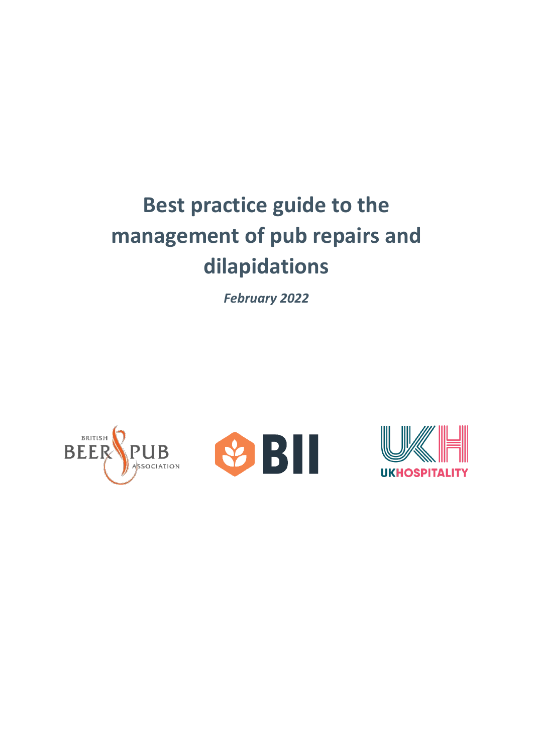# Best practice guide to the management of pub repairs and dilapidations

*February 2022*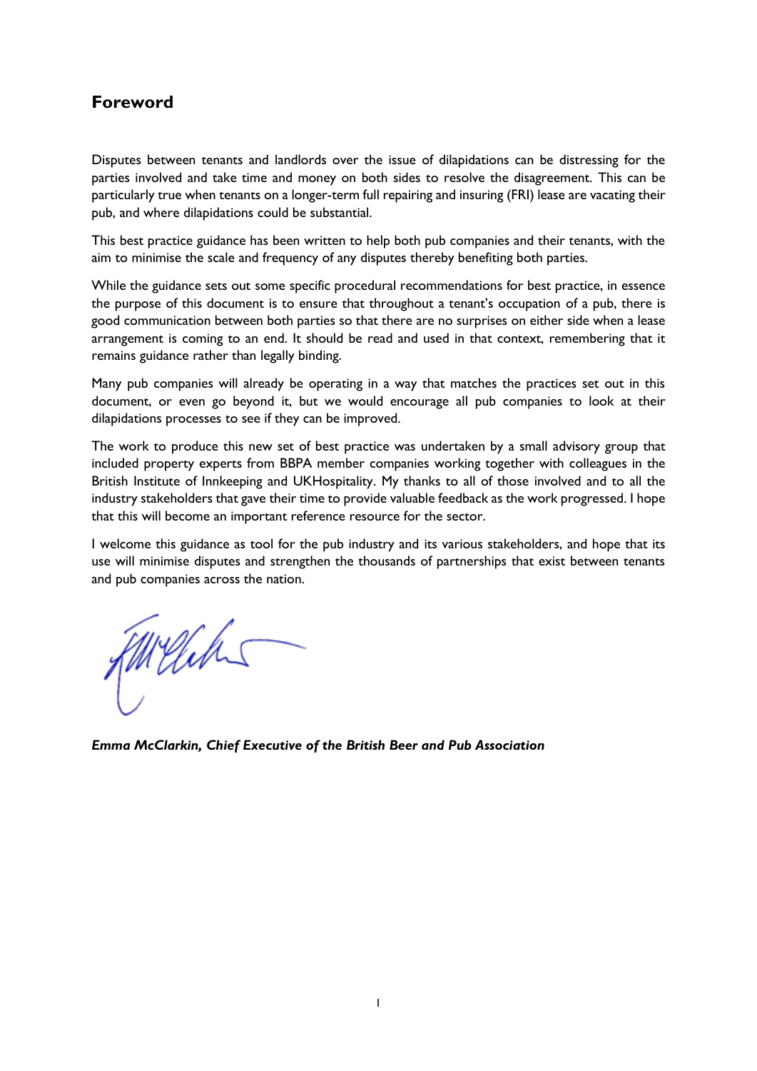## Foreword

Disputes between tenants and landlords over the issue of dilapidations can be distressing for the parties involved and take time and money on both sides to resolve the disagreement. This can be particularly true when tenants on a longer-term full repairing and insuring (FRI) lease are vacating their pub, and where dilapidations could be substantial.

This best practice guidance has been written to help both pub companies and their tenants, with the aim to minimise the scale and frequency of any disputes thereby benefiting both parties.

While the guidance sets out some specific procedural recommendations for best practice, in essence the purpose of this document is to ensure that throughout a tenant's occupation of a pub, there is good communication between both parties so that there are no surprises on either side when a lease arrangement is coming to an end. It should be read and used in that context, remembering that it remains guidance rather than legally binding.

Many pub companies will already be operating in a way that matches the practices set out in this document, or even go beyond it, but we would encourage all pub companies to look at their dilapidations processes to see if they can be improved.

The work to produce this new set of best practice was undertaken by a small advisory group that included property experts from BBPA member companies working together with colleagues in the British Institute of Innkeeping and UKHospitality. My thanks to all of those involved and to all the industry stakeholders that gave their time to provide valuable feedback as the work progressed. I hope that this will become an important reference resource for the sector.

I welcome this guidance as tool for the pub industry and its various stakeholders, and hope that its use will minimise disputes and strengthen the thousands of partnerships that exist between tenants and pub companies across the nation.

***Emma McClarkin, Chief Executive of the British Beer and Pub Association***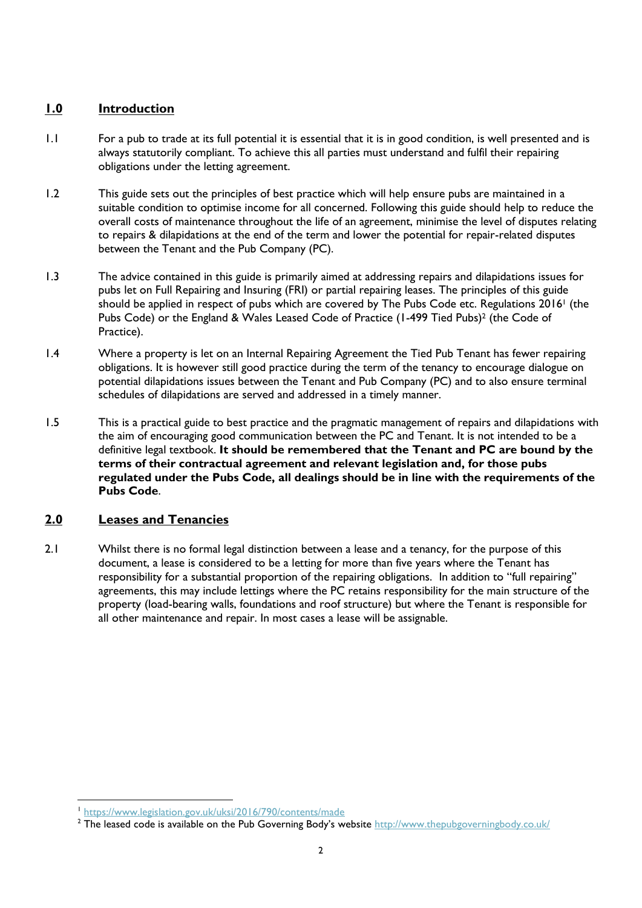## 1.0 Introduction

1.1 For a pub to trade at its full potential it is essential that it is in good condition, is well presented and is always statutorily compliant. To achieve this all parties must understand and fulfil their repairing obligations under the letting agreement.

1.2 This guide sets out the principles of best practice which will help ensure pubs are maintained in a suitable condition to optimise income for all concerned. Following this guide should help to reduce the overall costs of maintenance throughout the life of an agreement, minimise the level of disputes relating to repairs & dilapidations at the end of the term and lower the potential for repair-related disputes between the Tenant and the Pub Company (PC).

1.3 The advice contained in this guide is primarily aimed at addressing repairs and dilapidations issues for pubs let on Full Repairing and Insuring (FRI) or partial repairing leases. The principles of this guide should be applied in respect of pubs which are covered by The Pubs Code etc. Regulations 2016[1] (the Pubs Code) or the England & Wales Leased Code of Practice (1-499 Tied Pubs)[2] (the Code of Practice).

1.4 Where a property is let on an Internal Repairing Agreement the Tied Pub Tenant has fewer repairing obligations. It is however still good practice during the term of the tenancy to encourage dialogue on potential dilapidations issues between the Tenant and Pub Company (PC) and to also ensure terminal schedules of dilapidations are served and addressed in a timely manner.

1.5 This is a practical guide to best practice and the pragmatic management of repairs and dilapidations with the aim of encouraging good communication between the PC and Tenant. It is not intended to be a definitive legal textbook. **It should be remembered that the Tenant and PC are bound by the terms of their contractual agreement and relevant legislation and, for those pubs regulated under the Pubs Code, all dealings should be in line with the requirements of the Pubs Code**.

## 2.0 Leases and Tenancies

2.1 Whilst there is no formal legal distinction between a lease and a tenancy, for the purpose of this document, a lease is considered to be a letting for more than five years where the Tenant has responsibility for a substantial proportion of the repairing obligations. In addition to "full repairing" agreements, this may include lettings where the PC retains responsibility for the main structure of the property (load-bearing walls, foundations and roof structure) but where the Tenant is responsible for all other maintenance and repair. In most cases a lease will be assignable.

---

[1] https://www.legislation.gov.uk/uksi/2016/790/contents/made

[2] The leased code is available on the Pub Governing Body's website http://www.thepubgoverningbody.co.uk/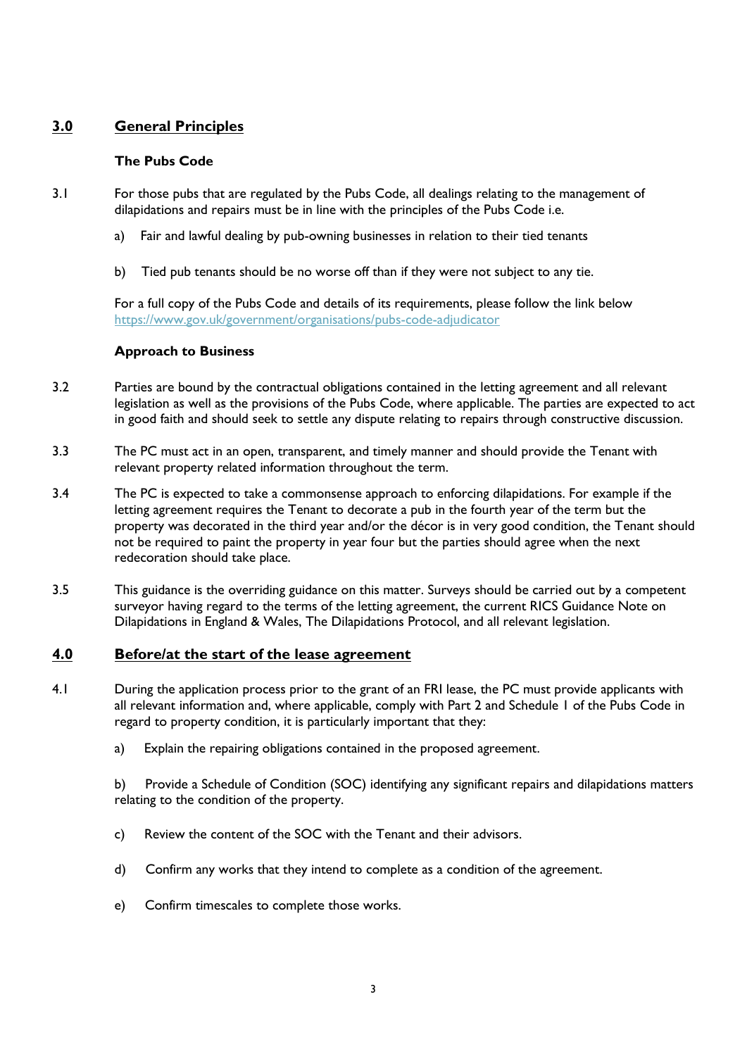## 3.0 General Principles

### The Pubs Code

3.1 For those pubs that are regulated by the Pubs Code, all dealings relating to the management of dilapidations and repairs must be in line with the principles of the Pubs Code i.e.

a) Fair and lawful dealing by pub-owning businesses in relation to their tied tenants

b) Tied pub tenants should be no worse off than if they were not subject to any tie.

For a full copy of the Pubs Code and details of its requirements, please follow the link below https://www.gov.uk/government/organisations/pubs-code-adjudicator

### Approach to Business

3.2 Parties are bound by the contractual obligations contained in the letting agreement and all relevant legislation as well as the provisions of the Pubs Code, where applicable. The parties are expected to act in good faith and should seek to settle any dispute relating to repairs through constructive discussion.

3.3 The PC must act in an open, transparent, and timely manner and should provide the Tenant with relevant property related information throughout the term.

3.4 The PC is expected to take a commonsense approach to enforcing dilapidations. For example if the letting agreement requires the Tenant to decorate a pub in the fourth year of the term but the property was decorated in the third year and/or the décor is in very good condition, the Tenant should not be required to paint the property in year four but the parties should agree when the next redecoration should take place.

3.5 This guidance is the overriding guidance on this matter. Surveys should be carried out by a competent surveyor having regard to the terms of the letting agreement, the current RICS Guidance Note on Dilapidations in England & Wales, The Dilapidations Protocol, and all relevant legislation.

## 4.0 Before/at the start of the lease agreement

4.1 During the application process prior to the grant of an FRI lease, the PC must provide applicants with all relevant information and, where applicable, comply with Part 2 and Schedule 1 of the Pubs Code in regard to property condition, it is particularly important that they:

a) Explain the repairing obligations contained in the proposed agreement.

b) Provide a Schedule of Condition (SOC) identifying any significant repairs and dilapidations matters relating to the condition of the property.

c) Review the content of the SOC with the Tenant and their advisors.

d) Confirm any works that they intend to complete as a condition of the agreement.

e) Confirm timescales to complete those works.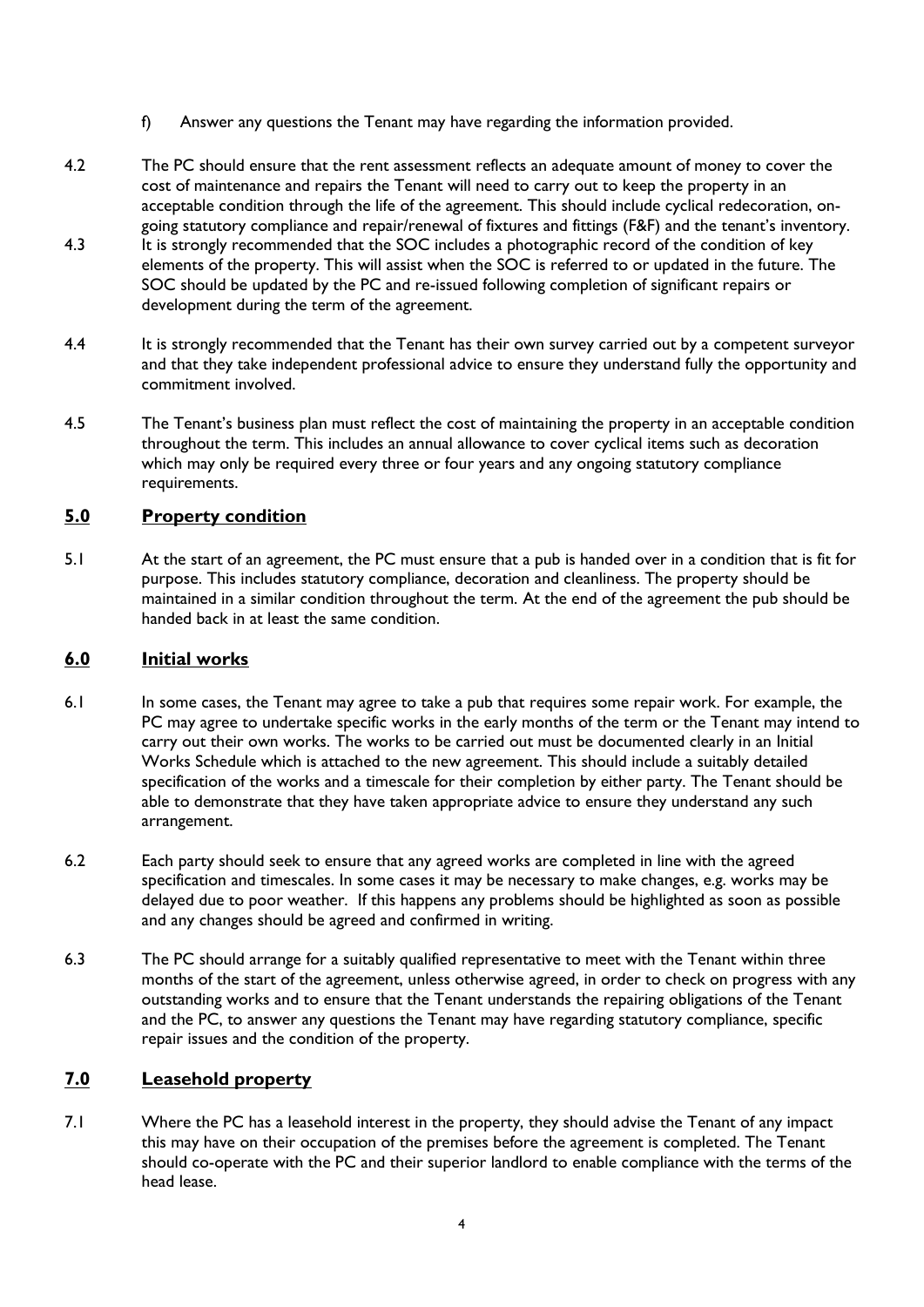f) Answer any questions the Tenant may have regarding the information provided.

4.2 The PC should ensure that the rent assessment reflects an adequate amount of money to cover the cost of maintenance and repairs the Tenant will need to carry out to keep the property in an acceptable condition through the life of the agreement. This should include cyclical redecoration, on-going statutory compliance and repair/renewal of fixtures and fittings (F&F) and the tenant's inventory.

4.3 It is strongly recommended that the SOC includes a photographic record of the condition of key elements of the property. This will assist when the SOC is referred to or updated in the future. The SOC should be updated by the PC and re-issued following completion of significant repairs or development during the term of the agreement.

4.4 It is strongly recommended that the Tenant has their own survey carried out by a competent surveyor and that they take independent professional advice to ensure they understand fully the opportunity and commitment involved.

4.5 The Tenant's business plan must reflect the cost of maintaining the property in an acceptable condition throughout the term. This includes an annual allowance to cover cyclical items such as decoration which may only be required every three or four years and any ongoing statutory compliance requirements.

## **5.0 Property condition**

5.1 At the start of an agreement, the PC must ensure that a pub is handed over in a condition that is fit for purpose. This includes statutory compliance, decoration and cleanliness. The property should be maintained in a similar condition throughout the term. At the end of the agreement the pub should be handed back in at least the same condition.

## **6.0 Initial works**

6.1 In some cases, the Tenant may agree to take a pub that requires some repair work. For example, the PC may agree to undertake specific works in the early months of the term or the Tenant may intend to carry out their own works. The works to be carried out must be documented clearly in an Initial Works Schedule which is attached to the new agreement. This should include a suitably detailed specification of the works and a timescale for their completion by either party. The Tenant should be able to demonstrate that they have taken appropriate advice to ensure they understand any such arrangement.

6.2 Each party should seek to ensure that any agreed works are completed in line with the agreed specification and timescales. In some cases it may be necessary to make changes, e.g. works may be delayed due to poor weather. If this happens any problems should be highlighted as soon as possible and any changes should be agreed and confirmed in writing.

6.3 The PC should arrange for a suitably qualified representative to meet with the Tenant within three months of the start of the agreement, unless otherwise agreed, in order to check on progress with any outstanding works and to ensure that the Tenant understands the repairing obligations of the Tenant and the PC, to answer any questions the Tenant may have regarding statutory compliance, specific repair issues and the condition of the property.

## **7.0 Leasehold property**

7.1 Where the PC has a leasehold interest in the property, they should advise the Tenant of any impact this may have on their occupation of the premises before the agreement is completed. The Tenant should co-operate with the PC and their superior landlord to enable compliance with the terms of the head lease.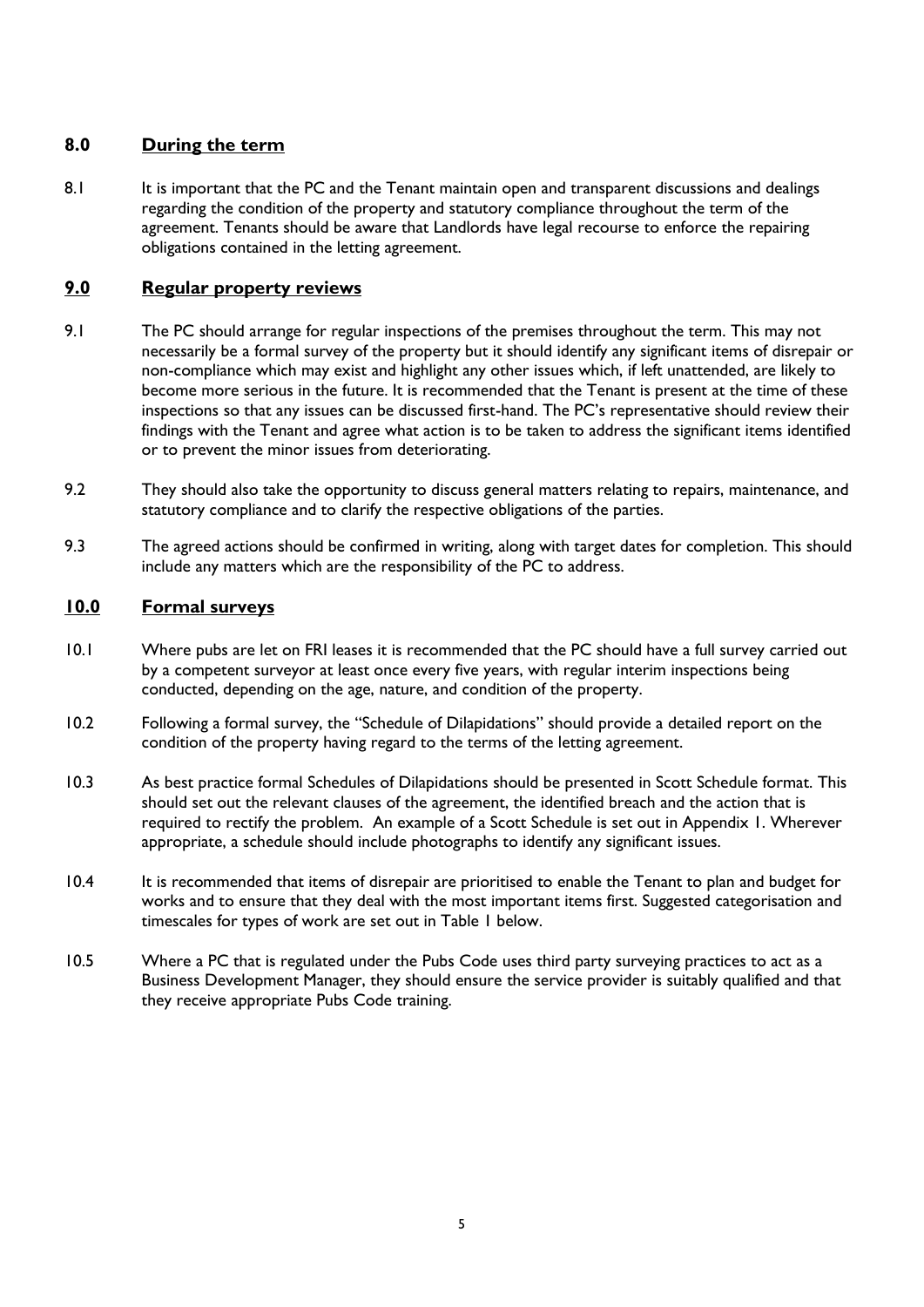## 8.0 During the term

8.1 It is important that the PC and the Tenant maintain open and transparent discussions and dealings regarding the condition of the property and statutory compliance throughout the term of the agreement. Tenants should be aware that Landlords have legal recourse to enforce the repairing obligations contained in the letting agreement.

## 9.0 Regular property reviews

9.1 The PC should arrange for regular inspections of the premises throughout the term. This may not necessarily be a formal survey of the property but it should identify any significant items of disrepair or non-compliance which may exist and highlight any other issues which, if left unattended, are likely to become more serious in the future. It is recommended that the Tenant is present at the time of these inspections so that any issues can be discussed first-hand. The PC's representative should review their findings with the Tenant and agree what action is to be taken to address the significant items identified or to prevent the minor issues from deteriorating.

9.2 They should also take the opportunity to discuss general matters relating to repairs, maintenance, and statutory compliance and to clarify the respective obligations of the parties.

9.3 The agreed actions should be confirmed in writing, along with target dates for completion. This should include any matters which are the responsibility of the PC to address.

## 10.0 Formal surveys

10.1 Where pubs are let on FRI leases it is recommended that the PC should have a full survey carried out by a competent surveyor at least once every five years, with regular interim inspections being conducted, depending on the age, nature, and condition of the property.

10.2 Following a formal survey, the "Schedule of Dilapidations" should provide a detailed report on the condition of the property having regard to the terms of the letting agreement.

10.3 As best practice formal Schedules of Dilapidations should be presented in Scott Schedule format. This should set out the relevant clauses of the agreement, the identified breach and the action that is required to rectify the problem. An example of a Scott Schedule is set out in Appendix 1. Wherever appropriate, a schedule should include photographs to identify any significant issues.

10.4 It is recommended that items of disrepair are prioritised to enable the Tenant to plan and budget for works and to ensure that they deal with the most important items first. Suggested categorisation and timescales for types of work are set out in Table 1 below.

10.5 Where a PC that is regulated under the Pubs Code uses third party surveying practices to act as a Business Development Manager, they should ensure the service provider is suitably qualified and that they receive appropriate Pubs Code training.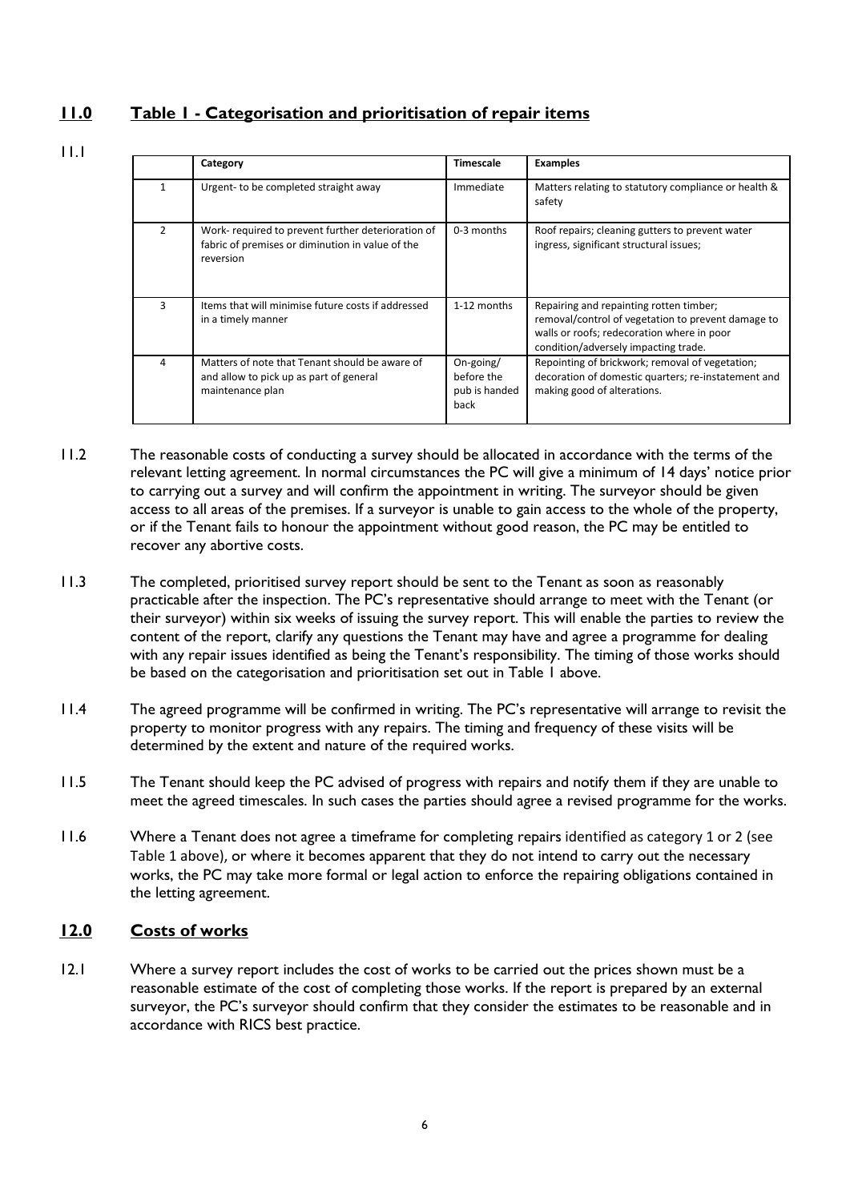## 11.0 Table 1 - Categorisation and prioritisation of repair items

11.1

| | Category | Timescale | Examples |
|---|---|---|---|
| 1 | Urgent- to be completed straight away | Immediate | Matters relating to statutory compliance or health & safety |
| 2 | Work- required to prevent further deterioration of fabric of premises or diminution in value of the reversion | 0-3 months | Roof repairs; cleaning gutters to prevent water ingress, significant structural issues; |
| 3 | Items that will minimise future costs if addressed in a timely manner | 1-12 months | Repairing and repainting rotten timber; removal/control of vegetation to prevent damage to walls or roofs; redecoration where in poor condition/adversely impacting trade. |
| 4 | Matters of note that Tenant should be aware of and allow to pick up as part of general maintenance plan | On-going/ before the pub is handed back | Repointing of brickwork; removal of vegetation; decoration of domestic quarters; re-instatement and making good of alterations. |

11.2 The reasonable costs of conducting a survey should be allocated in accordance with the terms of the relevant letting agreement. In normal circumstances the PC will give a minimum of 14 days' notice prior to carrying out a survey and will confirm the appointment in writing. The surveyor should be given access to all areas of the premises. If a surveyor is unable to gain access to the whole of the property, or if the Tenant fails to honour the appointment without good reason, the PC may be entitled to recover any abortive costs.

11.3 The completed, prioritised survey report should be sent to the Tenant as soon as reasonably practicable after the inspection. The PC's representative should arrange to meet with the Tenant (or their surveyor) within six weeks of issuing the survey report. This will enable the parties to review the content of the report, clarify any questions the Tenant may have and agree a programme for dealing with any repair issues identified as being the Tenant's responsibility. The timing of those works should be based on the categorisation and prioritisation set out in Table 1 above.

11.4 The agreed programme will be confirmed in writing. The PC's representative will arrange to revisit the property to monitor progress with any repairs. The timing and frequency of these visits will be determined by the extent and nature of the required works.

11.5 The Tenant should keep the PC advised of progress with repairs and notify them if they are unable to meet the agreed timescales. In such cases the parties should agree a revised programme for the works.

11.6 Where a Tenant does not agree a timeframe for completing repairs identified as category 1 or 2 (see Table 1 above), or where it becomes apparent that they do not intend to carry out the necessary works, the PC may take more formal or legal action to enforce the repairing obligations contained in the letting agreement.

## 12.0 Costs of works

12.1 Where a survey report includes the cost of works to be carried out the prices shown must be a reasonable estimate of the cost of completing those works. If the report is prepared by an external surveyor, the PC's surveyor should confirm that they consider the estimates to be reasonable and in accordance with RICS best practice.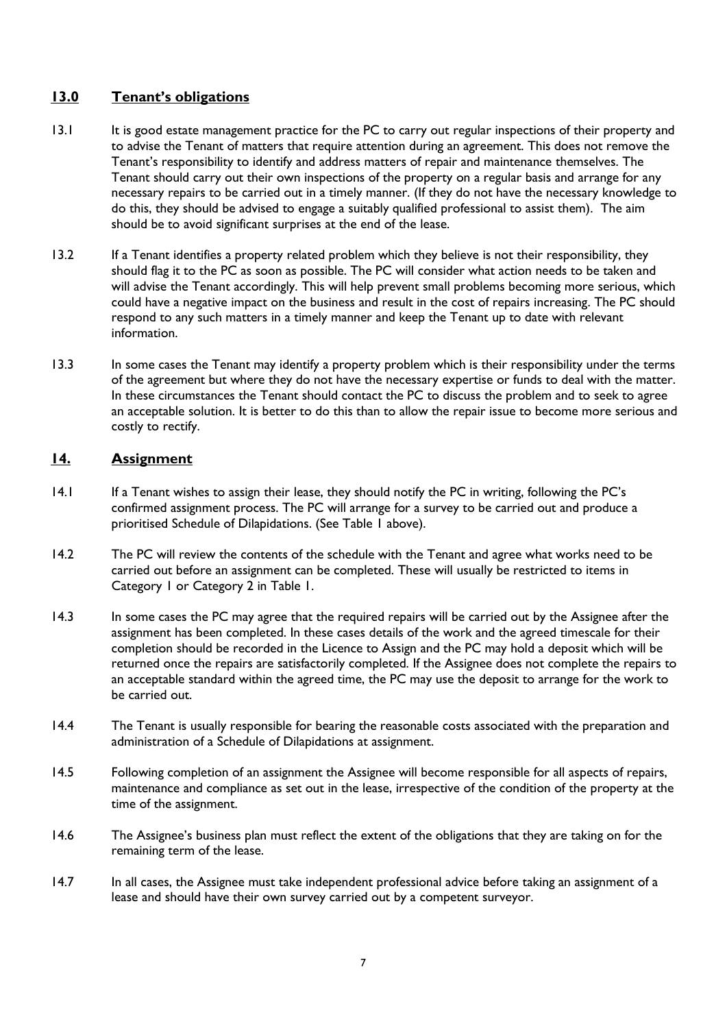## 13.0 Tenant's obligations

13.1 It is good estate management practice for the PC to carry out regular inspections of their property and to advise the Tenant of matters that require attention during an agreement. This does not remove the Tenant's responsibility to identify and address matters of repair and maintenance themselves. The Tenant should carry out their own inspections of the property on a regular basis and arrange for any necessary repairs to be carried out in a timely manner. (If they do not have the necessary knowledge to do this, they should be advised to engage a suitably qualified professional to assist them). The aim should be to avoid significant surprises at the end of the lease.

13.2 If a Tenant identifies a property related problem which they believe is not their responsibility, they should flag it to the PC as soon as possible. The PC will consider what action needs to be taken and will advise the Tenant accordingly. This will help prevent small problems becoming more serious, which could have a negative impact on the business and result in the cost of repairs increasing. The PC should respond to any such matters in a timely manner and keep the Tenant up to date with relevant information.

13.3 In some cases the Tenant may identify a property problem which is their responsibility under the terms of the agreement but where they do not have the necessary expertise or funds to deal with the matter. In these circumstances the Tenant should contact the PC to discuss the problem and to seek to agree an acceptable solution. It is better to do this than to allow the repair issue to become more serious and costly to rectify.

## 14. Assignment

14.1 If a Tenant wishes to assign their lease, they should notify the PC in writing, following the PC's confirmed assignment process. The PC will arrange for a survey to be carried out and produce a prioritised Schedule of Dilapidations. (See Table 1 above).

14.2 The PC will review the contents of the schedule with the Tenant and agree what works need to be carried out before an assignment can be completed. These will usually be restricted to items in Category 1 or Category 2 in Table 1.

14.3 In some cases the PC may agree that the required repairs will be carried out by the Assignee after the assignment has been completed. In these cases details of the work and the agreed timescale for their completion should be recorded in the Licence to Assign and the PC may hold a deposit which will be returned once the repairs are satisfactorily completed. If the Assignee does not complete the repairs to an acceptable standard within the agreed time, the PC may use the deposit to arrange for the work to be carried out.

14.4 The Tenant is usually responsible for bearing the reasonable costs associated with the preparation and administration of a Schedule of Dilapidations at assignment.

14.5 Following completion of an assignment the Assignee will become responsible for all aspects of repairs, maintenance and compliance as set out in the lease, irrespective of the condition of the property at the time of the assignment.

14.6 The Assignee's business plan must reflect the extent of the obligations that they are taking on for the remaining term of the lease.

14.7 In all cases, the Assignee must take independent professional advice before taking an assignment of a lease and should have their own survey carried out by a competent surveyor.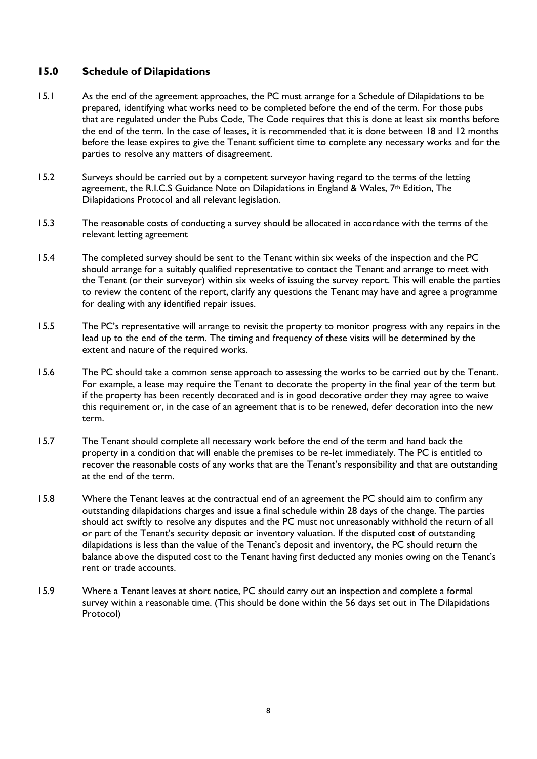## 15.0 Schedule of Dilapidations

15.1 As the end of the agreement approaches, the PC must arrange for a Schedule of Dilapidations to be prepared, identifying what works need to be completed before the end of the term. For those pubs that are regulated under the Pubs Code, The Code requires that this is done at least six months before the end of the term. In the case of leases, it is recommended that it is done between 18 and 12 months before the lease expires to give the Tenant sufficient time to complete any necessary works and for the parties to resolve any matters of disagreement.

15.2 Surveys should be carried out by a competent surveyor having regard to the terms of the letting agreement, the R.I.C.S Guidance Note on Dilapidations in England & Wales, 7th Edition, The Dilapidations Protocol and all relevant legislation.

15.3 The reasonable costs of conducting a survey should be allocated in accordance with the terms of the relevant letting agreement

15.4 The completed survey should be sent to the Tenant within six weeks of the inspection and the PC should arrange for a suitably qualified representative to contact the Tenant and arrange to meet with the Tenant (or their surveyor) within six weeks of issuing the survey report. This will enable the parties to review the content of the report, clarify any questions the Tenant may have and agree a programme for dealing with any identified repair issues.

15.5 The PC's representative will arrange to revisit the property to monitor progress with any repairs in the lead up to the end of the term. The timing and frequency of these visits will be determined by the extent and nature of the required works.

15.6 The PC should take a common sense approach to assessing the works to be carried out by the Tenant. For example, a lease may require the Tenant to decorate the property in the final year of the term but if the property has been recently decorated and is in good decorative order they may agree to waive this requirement or, in the case of an agreement that is to be renewed, defer decoration into the new term.

15.7 The Tenant should complete all necessary work before the end of the term and hand back the property in a condition that will enable the premises to be re-let immediately. The PC is entitled to recover the reasonable costs of any works that are the Tenant's responsibility and that are outstanding at the end of the term.

15.8 Where the Tenant leaves at the contractual end of an agreement the PC should aim to confirm any outstanding dilapidations charges and issue a final schedule within 28 days of the change. The parties should act swiftly to resolve any disputes and the PC must not unreasonably withhold the return of all or part of the Tenant's security deposit or inventory valuation. If the disputed cost of outstanding dilapidations is less than the value of the Tenant's deposit and inventory, the PC should return the balance above the disputed cost to the Tenant having first deducted any monies owing on the Tenant's rent or trade accounts.

15.9 Where a Tenant leaves at short notice, PC should carry out an inspection and complete a formal survey within a reasonable time. (This should be done within the 56 days set out in The Dilapidations Protocol)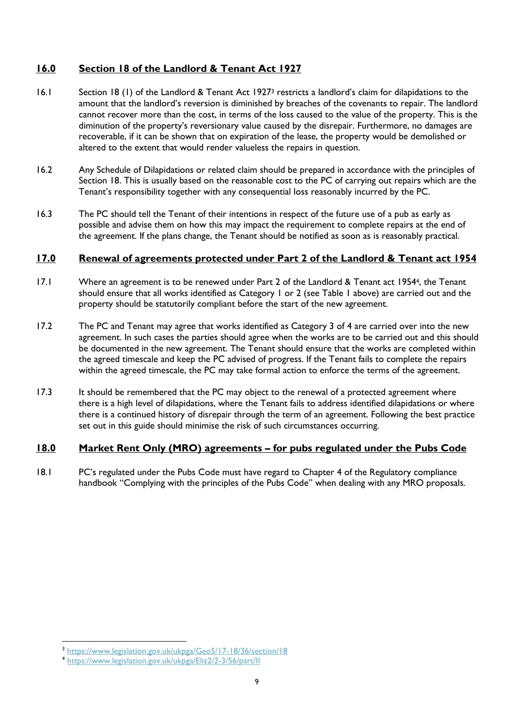## 16.0 Section 18 of the Landlord & Tenant Act 1927

16.1 Section 18 (1) of the Landlord & Tenant Act 1927[3] restricts a landlord's claim for dilapidations to the amount that the landlord's reversion is diminished by breaches of the covenants to repair. The landlord cannot recover more than the cost, in terms of the loss caused to the value of the property. This is the diminution of the property's reversionary value caused by the disrepair. Furthermore, no damages are recoverable, if it can be shown that on expiration of the lease, the property would be demolished or altered to the extent that would render valueless the repairs in question.

16.2 Any Schedule of Dilapidations or related claim should be prepared in accordance with the principles of Section 18. This is usually based on the reasonable cost to the PC of carrying out repairs which are the Tenant's responsibility together with any consequential loss reasonably incurred by the PC.

16.3 The PC should tell the Tenant of their intentions in respect of the future use of a pub as early as possible and advise them on how this may impact the requirement to complete repairs at the end of the agreement. If the plans change, the Tenant should be notified as soon as is reasonably practical.

## 17.0 Renewal of agreements protected under Part 2 of the Landlord & Tenant act 1954

17.1 Where an agreement is to be renewed under Part 2 of the Landlord & Tenant act 1954[4], the Tenant should ensure that all works identified as Category 1 or 2 (see Table 1 above) are carried out and the property should be statutorily compliant before the start of the new agreement.

17.2 The PC and Tenant may agree that works identified as Category 3 of 4 are carried over into the new agreement. In such cases the parties should agree when the works are to be carried out and this should be documented in the new agreement. The Tenant should ensure that the works are completed within the agreed timescale and keep the PC advised of progress. If the Tenant fails to complete the repairs within the agreed timescale, the PC may take formal action to enforce the terms of the agreement.

17.3 It should be remembered that the PC may object to the renewal of a protected agreement where there is a high level of dilapidations, where the Tenant fails to address identified dilapidations or where there is a continued history of disrepair through the term of an agreement. Following the best practice set out in this guide should minimise the risk of such circumstances occurring.

## 18.0 Market Rent Only (MRO) agreements – for pubs regulated under the Pubs Code

18.1 PC's regulated under the Pubs Code must have regard to Chapter 4 of the Regulatory compliance handbook "Complying with the principles of the Pubs Code" when dealing with any MRO proposals.

[3] https://www.legislation.gov.uk/ukpga/Geo5/17-18/36/section/18
[4] https://www.legislation.gov.uk/ukpga/Eliz2/2-3/56/part/II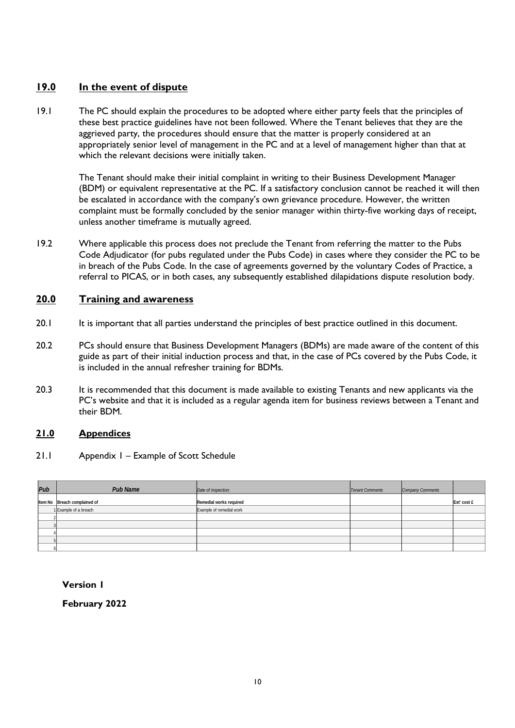## 19.0 In the event of dispute

19.1 The PC should explain the procedures to be adopted where either party feels that the principles of these best practice guidelines have not been followed. Where the Tenant believes that they are the aggrieved party, the procedures should ensure that the matter is properly considered at an appropriately senior level of management in the PC and at a level of management higher than that at which the relevant decisions were initially taken.

The Tenant should make their initial complaint in writing to their Business Development Manager (BDM) or equivalent representative at the PC. If a satisfactory conclusion cannot be reached it will then be escalated in accordance with the company's own grievance procedure. However, the written complaint must be formally concluded by the senior manager within thirty-five working days of receipt, unless another timeframe is mutually agreed.

19.2 Where applicable this process does not preclude the Tenant from referring the matter to the Pubs Code Adjudicator (for pubs regulated under the Pubs Code) in cases where they consider the PC to be in breach of the Pubs Code. In the case of agreements governed by the voluntary Codes of Practice, a referral to PICAS, or in both cases, any subsequently established dilapidations dispute resolution body.

## 20.0 Training and awareness

20.1 It is important that all parties understand the principles of best practice outlined in this document.

20.2 PCs should ensure that Business Development Managers (BDMs) are made aware of the content of this guide as part of their initial induction process and that, in the case of PCs covered by the Pubs Code, it is included in the annual refresher training for BDMs.

20.3 It is recommended that this document is made available to existing Tenants and new applicants via the PC's website and that it is included as a regular agenda item for business reviews between a Tenant and their BDM.

## 21.0 Appendices

21.1 Appendix 1 – Example of Scott Schedule

| *Pub* | ***Pub Name*** | *Date of inspection:* | *Tenant Comments* | *Company Comments* | |
|---|---|---|---|---|---|
| **Item No** | **Breach complained of** | **Remedial works required** | | | **Est' cost £** |
| 1 | Example of a breach | Example of remedial work | | | |
| 2 | | | | | |
| 3 | | | | | |
| 4 | | | | | |
| 5 | | | | | |
| 6 | | | | | |

**Version 1**

**February 2022**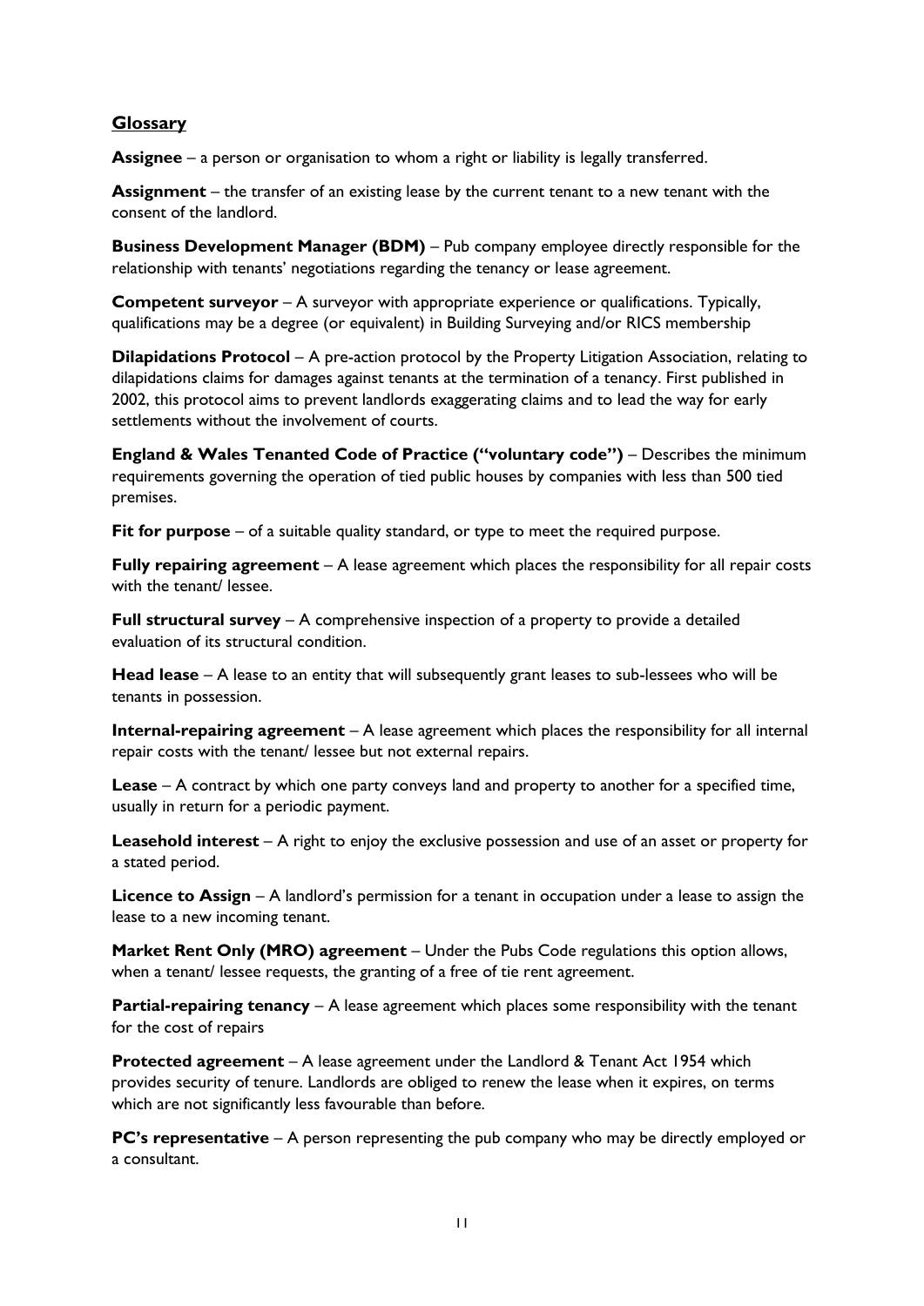## Glossary

**Assignee** – a person or organisation to whom a right or liability is legally transferred.

**Assignment** – the transfer of an existing lease by the current tenant to a new tenant with the consent of the landlord.

**Business Development Manager (BDM)** – Pub company employee directly responsible for the relationship with tenants' negotiations regarding the tenancy or lease agreement.

**Competent surveyor** – A surveyor with appropriate experience or qualifications. Typically, qualifications may be a degree (or equivalent) in Building Surveying and/or RICS membership

**Dilapidations Protocol** – A pre-action protocol by the Property Litigation Association, relating to dilapidations claims for damages against tenants at the termination of a tenancy. First published in 2002, this protocol aims to prevent landlords exaggerating claims and to lead the way for early settlements without the involvement of courts.

**England & Wales Tenanted Code of Practice ("voluntary code")** – Describes the minimum requirements governing the operation of tied public houses by companies with less than 500 tied premises.

**Fit for purpose** – of a suitable quality standard, or type to meet the required purpose.

**Fully repairing agreement** – A lease agreement which places the responsibility for all repair costs with the tenant/ lessee.

**Full structural survey** – A comprehensive inspection of a property to provide a detailed evaluation of its structural condition.

**Head lease** – A lease to an entity that will subsequently grant leases to sub-lessees who will be tenants in possession.

**Internal-repairing agreement** – A lease agreement which places the responsibility for all internal repair costs with the tenant/ lessee but not external repairs.

**Lease** – A contract by which one party conveys land and property to another for a specified time, usually in return for a periodic payment.

**Leasehold interest** – A right to enjoy the exclusive possession and use of an asset or property for a stated period.

**Licence to Assign** – A landlord's permission for a tenant in occupation under a lease to assign the lease to a new incoming tenant.

**Market Rent Only (MRO) agreement** – Under the Pubs Code regulations this option allows, when a tenant/ lessee requests, the granting of a free of tie rent agreement.

**Partial-repairing tenancy** – A lease agreement which places some responsibility with the tenant for the cost of repairs

**Protected agreement** – A lease agreement under the Landlord & Tenant Act 1954 which provides security of tenure. Landlords are obliged to renew the lease when it expires, on terms which are not significantly less favourable than before.

**PC's representative** – A person representing the pub company who may be directly employed or a consultant.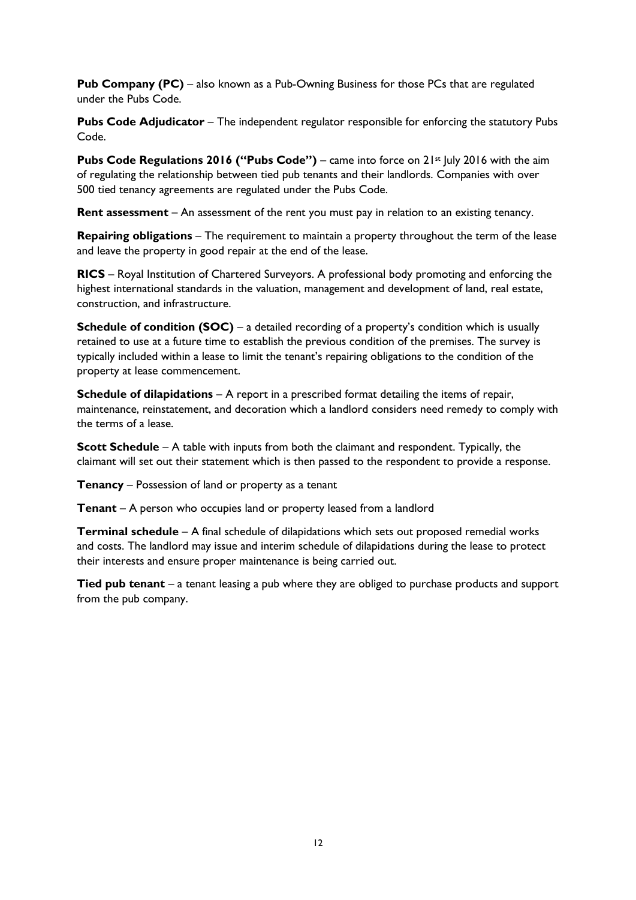**Pub Company (PC)** – also known as a Pub-Owning Business for those PCs that are regulated under the Pubs Code.

**Pubs Code Adjudicator** – The independent regulator responsible for enforcing the statutory Pubs Code.

**Pubs Code Regulations 2016 ("Pubs Code")** – came into force on 21st July 2016 with the aim of regulating the relationship between tied pub tenants and their landlords. Companies with over 500 tied tenancy agreements are regulated under the Pubs Code.

**Rent assessment** – An assessment of the rent you must pay in relation to an existing tenancy.

**Repairing obligations** – The requirement to maintain a property throughout the term of the lease and leave the property in good repair at the end of the lease.

**RICS** – Royal Institution of Chartered Surveyors. A professional body promoting and enforcing the highest international standards in the valuation, management and development of land, real estate, construction, and infrastructure.

**Schedule of condition (SOC)** – a detailed recording of a property's condition which is usually retained to use at a future time to establish the previous condition of the premises. The survey is typically included within a lease to limit the tenant's repairing obligations to the condition of the property at lease commencement.

**Schedule of dilapidations** – A report in a prescribed format detailing the items of repair, maintenance, reinstatement, and decoration which a landlord considers need remedy to comply with the terms of a lease.

**Scott Schedule** – A table with inputs from both the claimant and respondent. Typically, the claimant will set out their statement which is then passed to the respondent to provide a response.

**Tenancy** – Possession of land or property as a tenant

**Tenant** – A person who occupies land or property leased from a landlord

**Terminal schedule** – A final schedule of dilapidations which sets out proposed remedial works and costs. The landlord may issue and interim schedule of dilapidations during the lease to protect their interests and ensure proper maintenance is being carried out.

**Tied pub tenant** – a tenant leasing a pub where they are obliged to purchase products and support from the pub company.